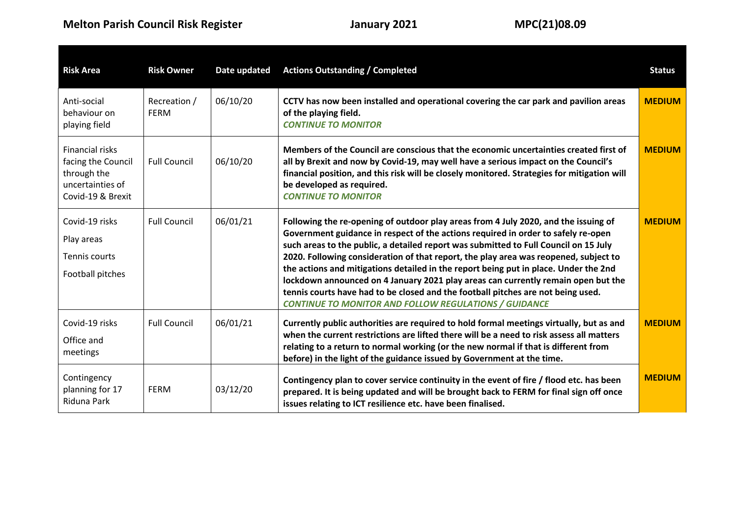**Melton Parish Council Risk Register** **January 2021** **MPC(21)08.09**

| Risk Area | Risk Owner | Date updated | Actions Outstanding / Completed | Status |
|---|---|---|---|---|
| Anti-social behaviour on playing field | Recreation / FERM | 06/10/20 | **CCTV has now been installed and operational covering the car park and pavilion areas of the playing field.** ***CONTINUE TO MONITOR*** | **MEDIUM** |
| Financial risks facing the Council through the uncertainties of Covid-19 & Brexit | Full Council | 06/10/20 | **Members of the Council are conscious that the economic uncertainties created first of all by Brexit and now by Covid-19, may well have a serious impact on the Council's financial position, and this risk will be closely monitored. Strategies for mitigation will be developed as required.** ***CONTINUE TO MONITOR*** | **MEDIUM** |
| Covid-19 risks<br>Play areas<br>Tennis courts<br>Football pitches | Full Council | 06/01/21 | **Following the re-opening of outdoor play areas from 4 July 2020, and the issuing of Government guidance in respect of the actions required in order to safely re-open such areas to the public, a detailed report was submitted to Full Council on 15 July 2020. Following consideration of that report, the play area was reopened, subject to the actions and mitigations detailed in the report being put in place. Under the 2nd lockdown announced on 4 January 2021 play areas can currently remain open but the tennis courts have had to be closed and the football pitches are not being used.** ***CONTINUE TO MONITOR AND FOLLOW REGULATIONS / GUIDANCE*** | **MEDIUM** |
| Covid-19 risks<br>Office and meetings | Full Council | 06/01/21 | **Currently public authorities are required to hold formal meetings virtually, but as and when the current restrictions are lifted there will be a need to risk assess all matters relating to a return to normal working (or the new normal if that is different from before) in the light of the guidance issued by Government at the time.** | **MEDIUM** |
| Contingency planning for 17 Riduna Park | FERM | 03/12/20 | **Contingency plan to cover service continuity in the event of fire / flood etc. has been prepared. It is being updated and will be brought back to FERM for final sign off once issues relating to ICT resilience etc. have been finalised.** | **MEDIUM** |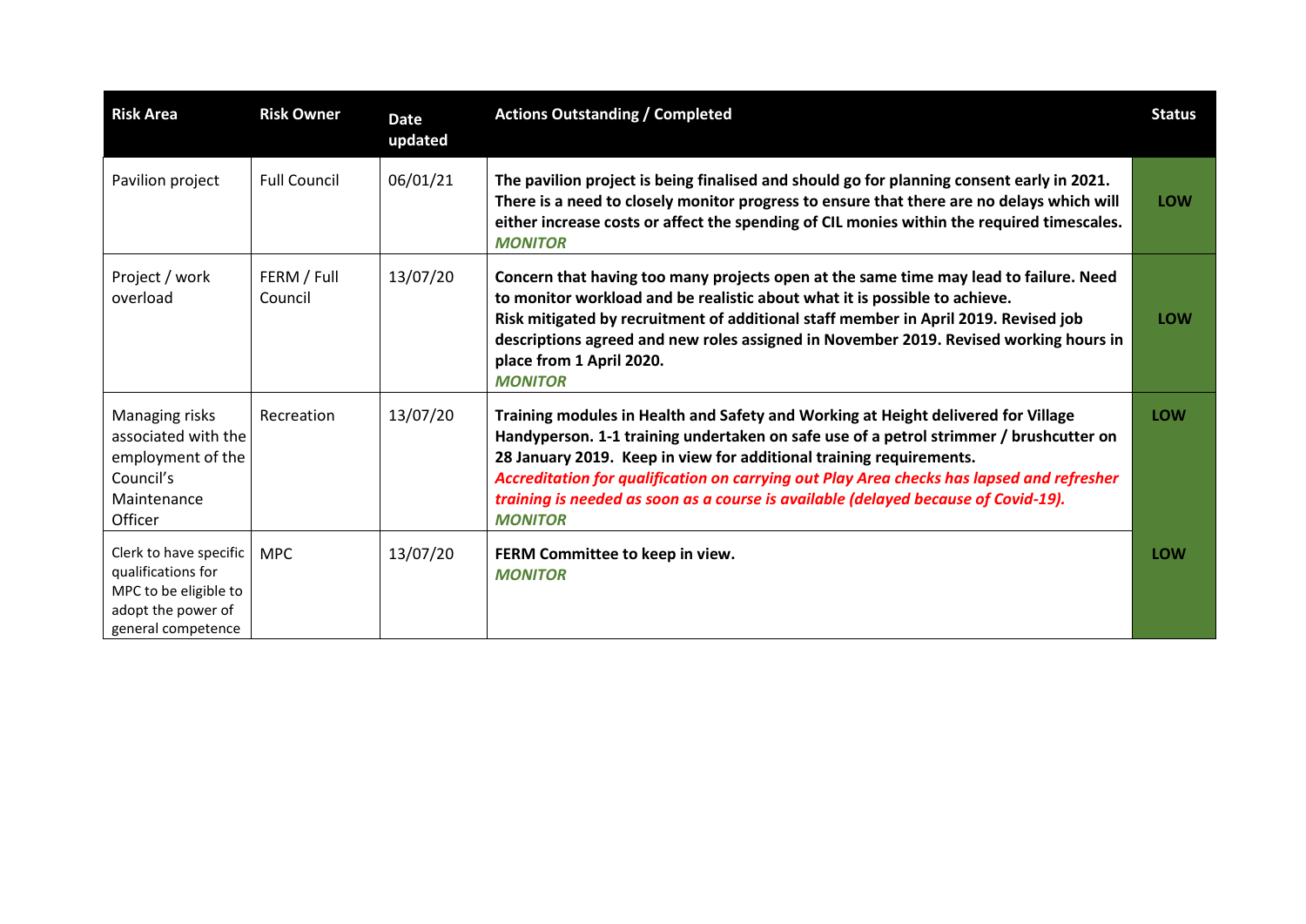| Risk Area | Risk Owner | Date updated | Actions Outstanding / Completed | Status |
|---|---|---|---|---|
| Pavilion project | Full Council | 06/01/21 | **The pavilion project is being finalised and should go for planning consent early in 2021. There is a need to closely monitor progress to ensure that there are no delays which will either increase costs or affect the spending of CIL monies within the required timescales.** ***MONITOR*** | **LOW** |
| Project / work overload | FERM / Full Council | 13/07/20 | **Concern that having too many projects open at the same time may lead to failure. Need to monitor workload and be realistic about what it is possible to achieve.** **Risk mitigated by recruitment of additional staff member in April 2019. Revised job descriptions agreed and new roles assigned in November 2019. Revised working hours in place from 1 April 2020.** ***MONITOR*** | **LOW** |
| Managing risks associated with the employment of the Council's Maintenance Officer | Recreation | 13/07/20 | **Training modules in Health and Safety and Working at Height delivered for Village Handyperson. 1-1 training undertaken on safe use of a petrol strimmer / brushcutter on 28 January 2019. Keep in view for additional training requirements.** ***Accreditation for qualification on carrying out Play Area checks has lapsed and refresher training is needed as soon as a course is available (delayed because of Covid-19).*** ***MONITOR*** | **LOW** |
| Clerk to have specific qualifications for MPC to be eligible to adopt the power of general competence | MPC | 13/07/20 | **FERM Committee to keep in view.** ***MONITOR*** | **LOW** |